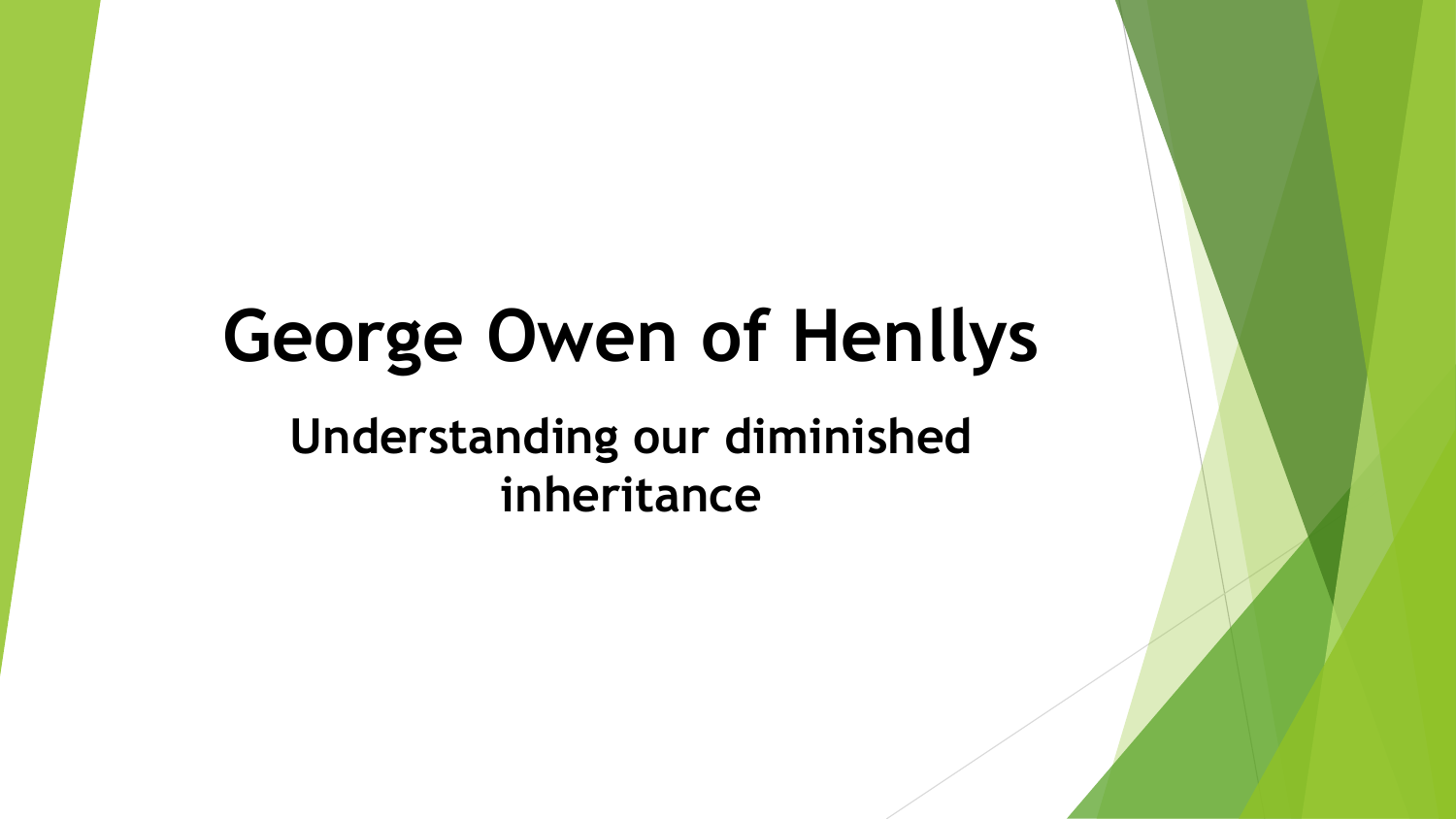# George Owen of Henllys

## Understanding our diminished inheritance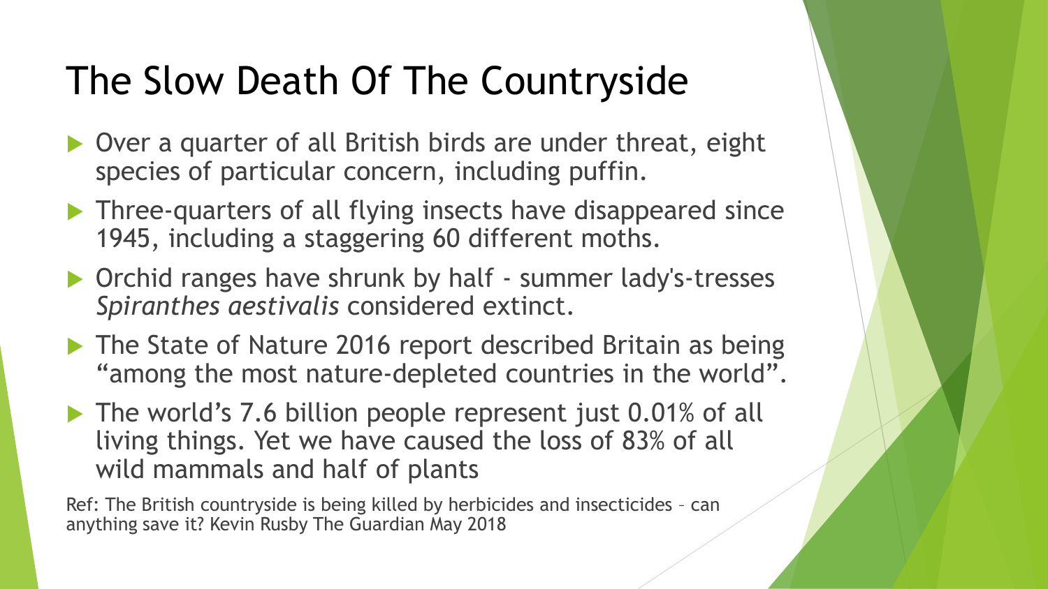# The Slow Death Of The Countryside

- Over a quarter of all British birds are under threat, eight species of particular concern, including puffin.
- Three-quarters of all flying insects have disappeared since 1945, including a staggering 60 different moths.
- Orchid ranges have shrunk by half - summer lady's-tresses *Spiranthes aestivalis* considered extinct.
- The State of Nature 2016 report described Britain as being "among the most nature-depleted countries in the world".
- The world's 7.6 billion people represent just 0.01% of all living things. Yet we have caused the loss of 83% of all wild mammals and half of plants

Ref: The British countryside is being killed by herbicides and insecticides – can anything save it? Kevin Rusby The Guardian May 2018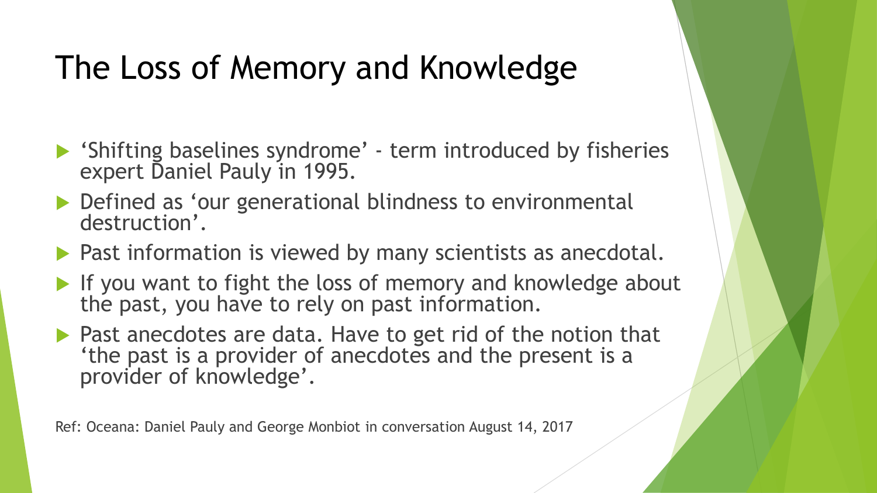# The Loss of Memory and Knowledge

- 'Shifting baselines syndrome' - term introduced by fisheries expert Daniel Pauly in 1995.
- Defined as 'our generational blindness to environmental destruction'.
- Past information is viewed by many scientists as anecdotal.
- If you want to fight the loss of memory and knowledge about the past, you have to rely on past information.
- Past anecdotes are data. Have to get rid of the notion that 'the past is a provider of anecdotes and the present is a provider of knowledge'.

Ref: Oceana: Daniel Pauly and George Monbiot in conversation August 14, 2017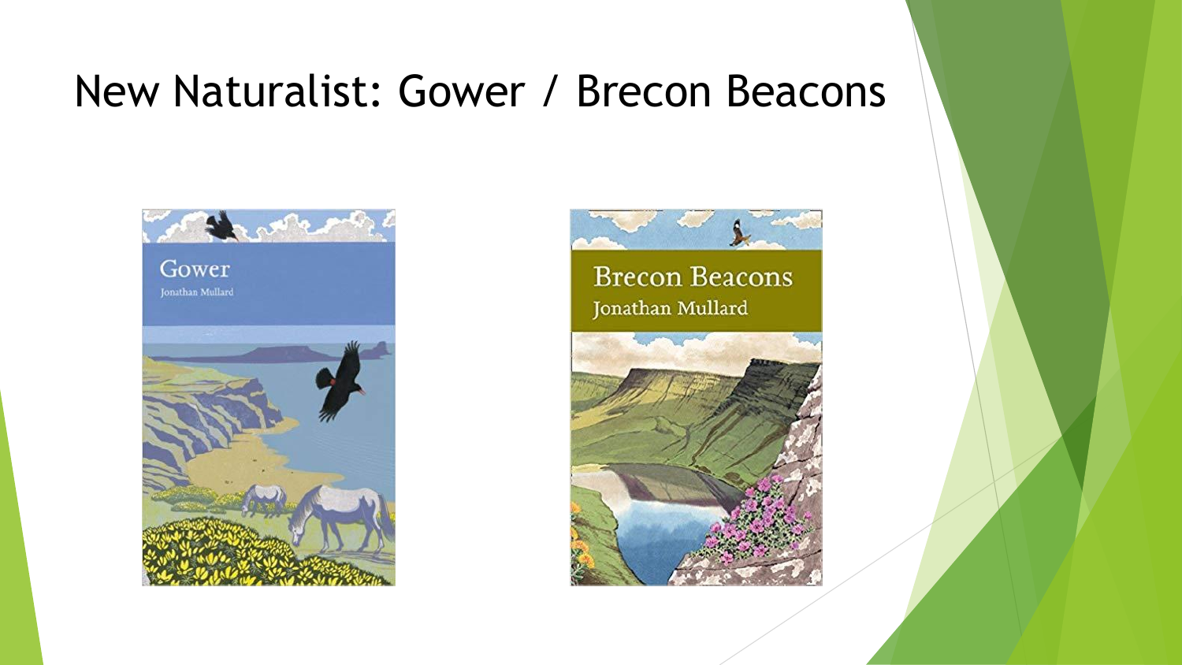# New Naturalist: Gower / Brecon Beacons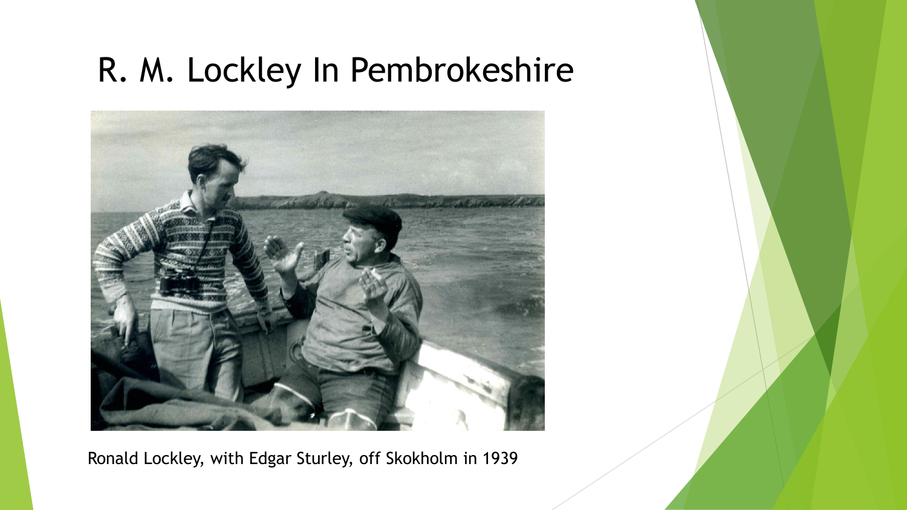# R. M. Lockley In Pembrokeshire

Ronald Lockley, with Edgar Sturley, off Skokholm in 1939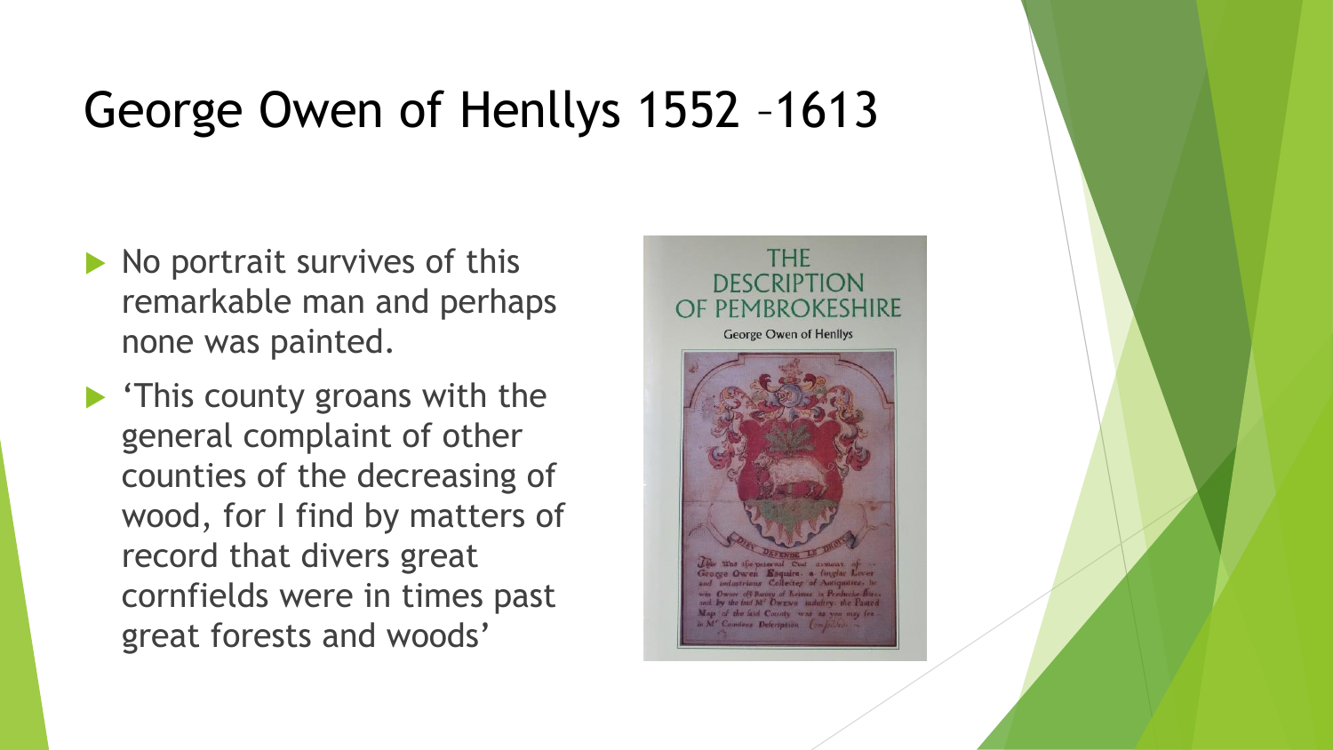# George Owen of Henllys 1552 –1613

- No portrait survives of this remarkable man and perhaps none was painted.
- 'This county groans with the general complaint of other counties of the decreasing of wood, for I find by matters of record that divers great cornfields were in times past great forests and woods'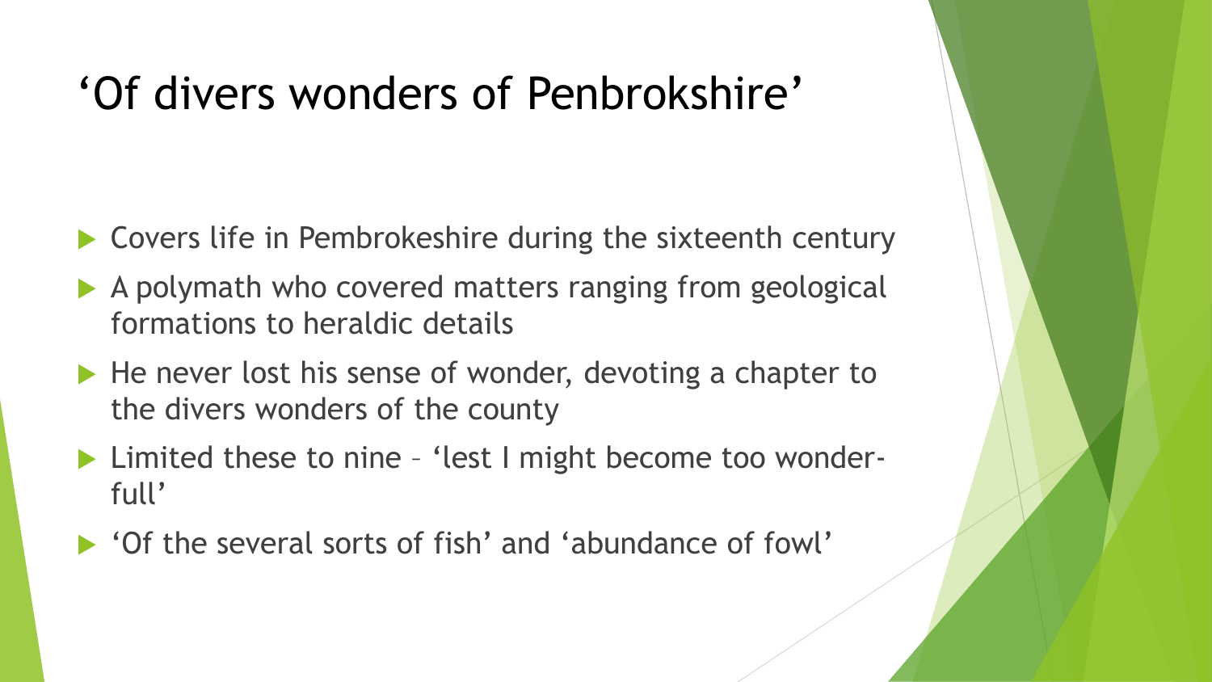# 'Of divers wonders of Penbrokshire'

- Covers life in Pembrokeshire during the sixteenth century
- A polymath who covered matters ranging from geological formations to heraldic details
- He never lost his sense of wonder, devoting a chapter to the divers wonders of the county
- Limited these to nine – 'lest I might become too wonder-full'
- 'Of the several sorts of fish' and 'abundance of fowl'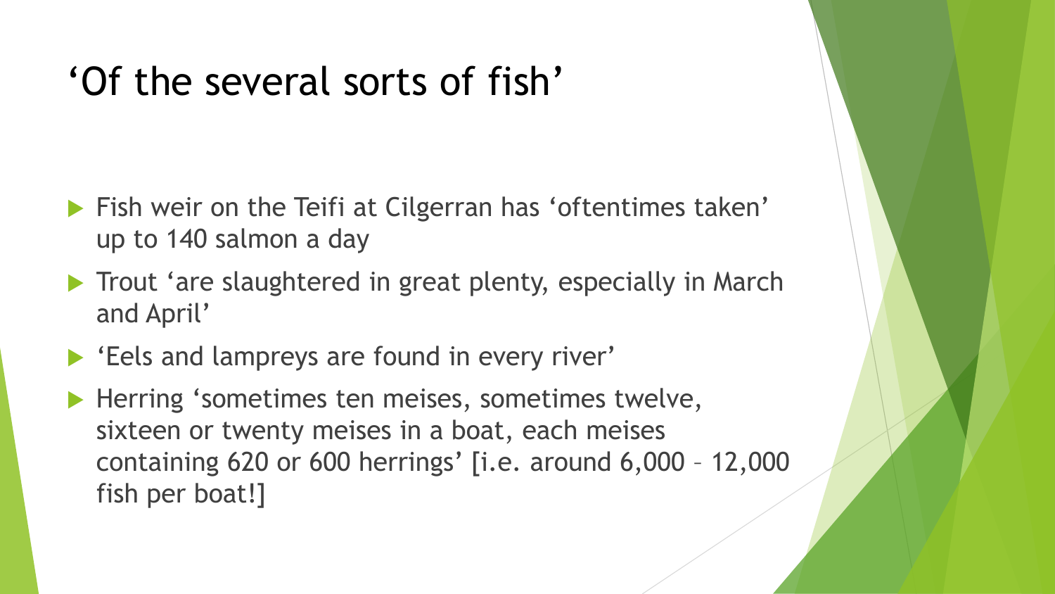# ‘Of the several sorts of fish’

- Fish weir on the Teifi at Cilgerran has ‘oftentimes taken’ up to 140 salmon a day
- Trout ‘are slaughtered in great plenty, especially in March and April’
- ‘Eels and lampreys are found in every river’
- Herring ‘sometimes ten meises, sometimes twelve, sixteen or twenty meises in a boat, each meises containing 620 or 600 herrings’ [i.e. around 6,000 – 12,000 fish per boat!]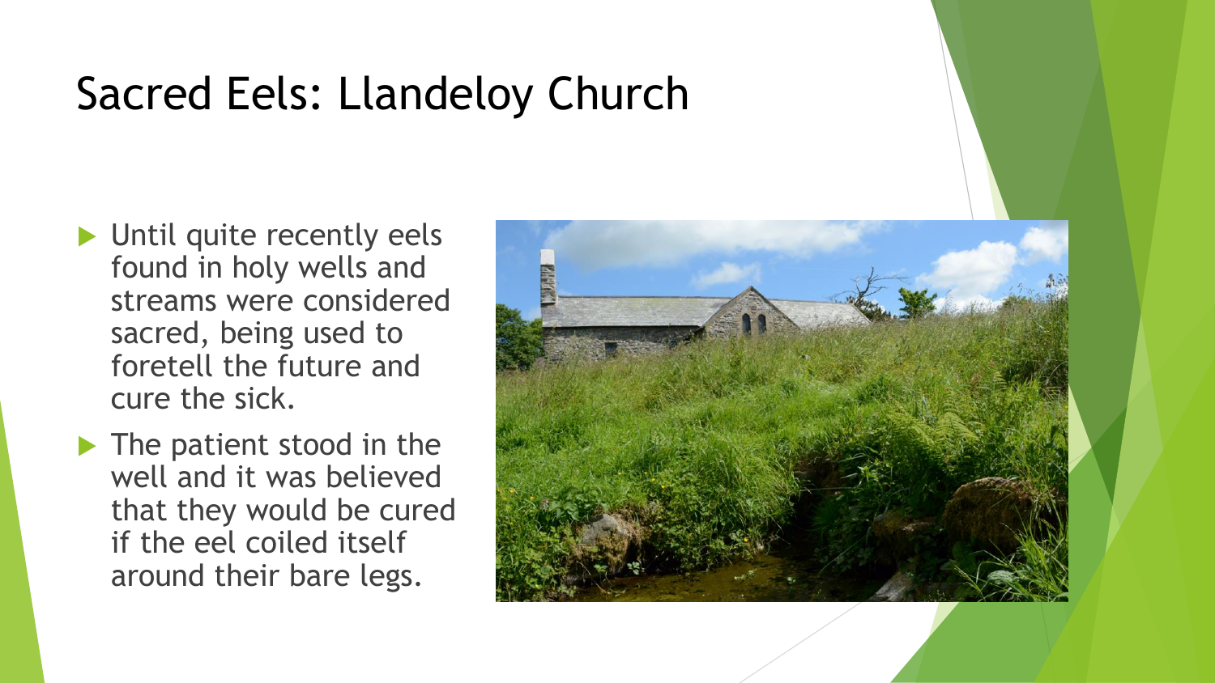# Sacred Eels: Llandeloy Church

- Until quite recently eels found in holy wells and streams were considered sacred, being used to foretell the future and cure the sick.
- The patient stood in the well and it was believed that they would be cured if the eel coiled itself around their bare legs.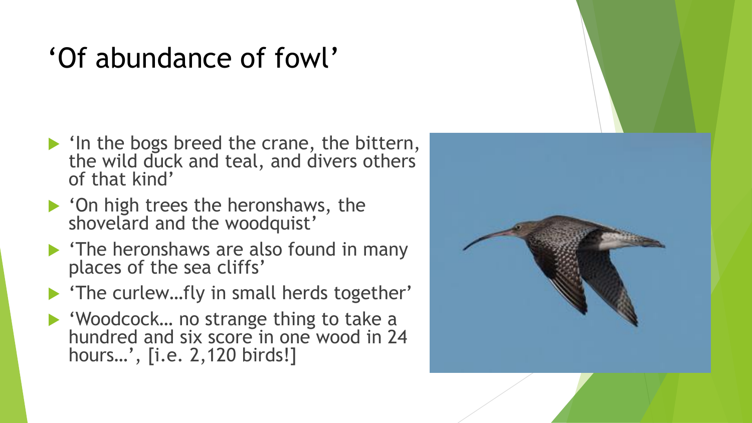# ‘Of abundance of fowl’

- ‘In the bogs breed the crane, the bittern, the wild duck and teal, and divers others of that kind’
- ‘On high trees the heronshaws, the shovelard and the woodquist’
- ‘The heronshaws are also found in many places of the sea cliffs’
- ‘The curlew…fly in small herds together’
- ‘Woodcock… no strange thing to take a hundred and six score in one wood in 24 hours…’, [i.e. 2,120 birds!]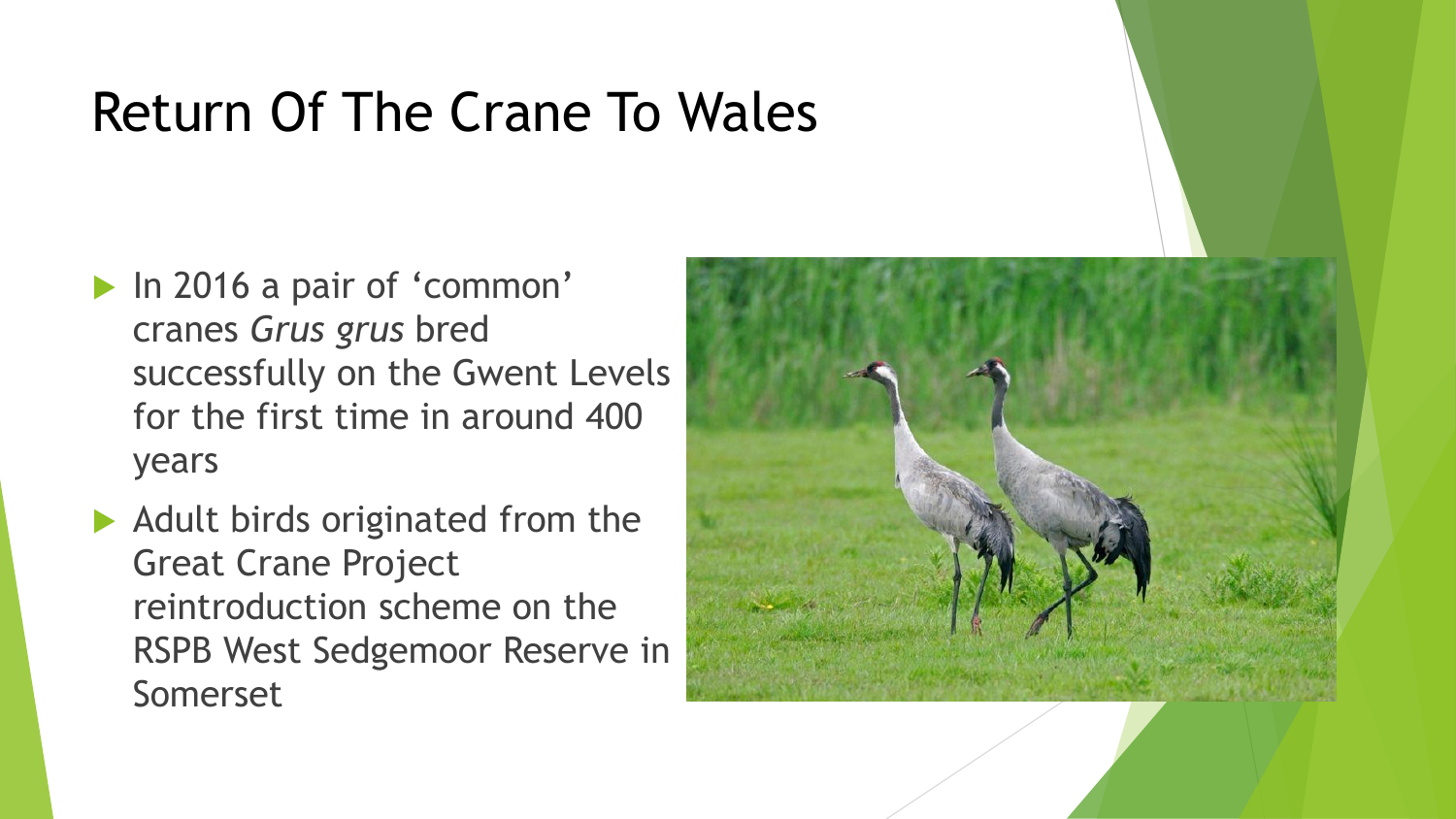# Return Of The Crane To Wales

- In 2016 a pair of ‘common’ cranes *Grus grus* bred successfully on the Gwent Levels for the first time in around 400 years
- Adult birds originated from the Great Crane Project reintroduction scheme on the RSPB West Sedgemoor Reserve in Somerset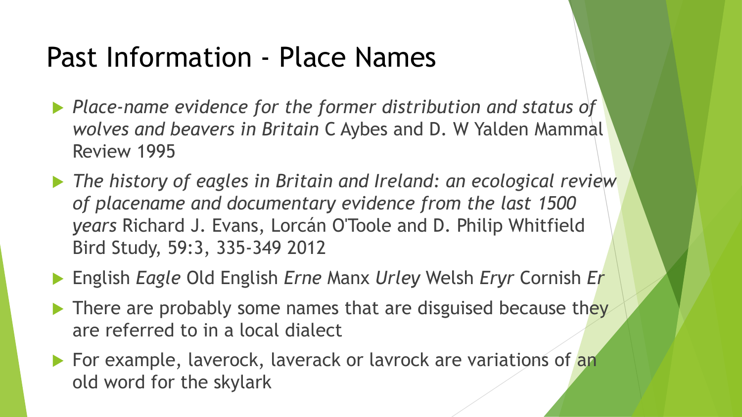# Past Information - Place Names

- *Place-name evidence for the former distribution and status of wolves and beavers in Britain* C Aybes and D. W Yalden Mammal Review 1995
- *The history of eagles in Britain and Ireland: an ecological review of placename and documentary evidence from the last 1500 years* Richard J. Evans, Lorcán O'Toole and D. Philip Whitfield Bird Study, 59:3, 335-349 2012
- English *Eagle* Old English *Erne* Manx *Urley* Welsh *Eryr* Cornish *Er*
- There are probably some names that are disguised because they are referred to in a local dialect
- For example, laverock, laverack or lavrock are variations of an old word for the skylark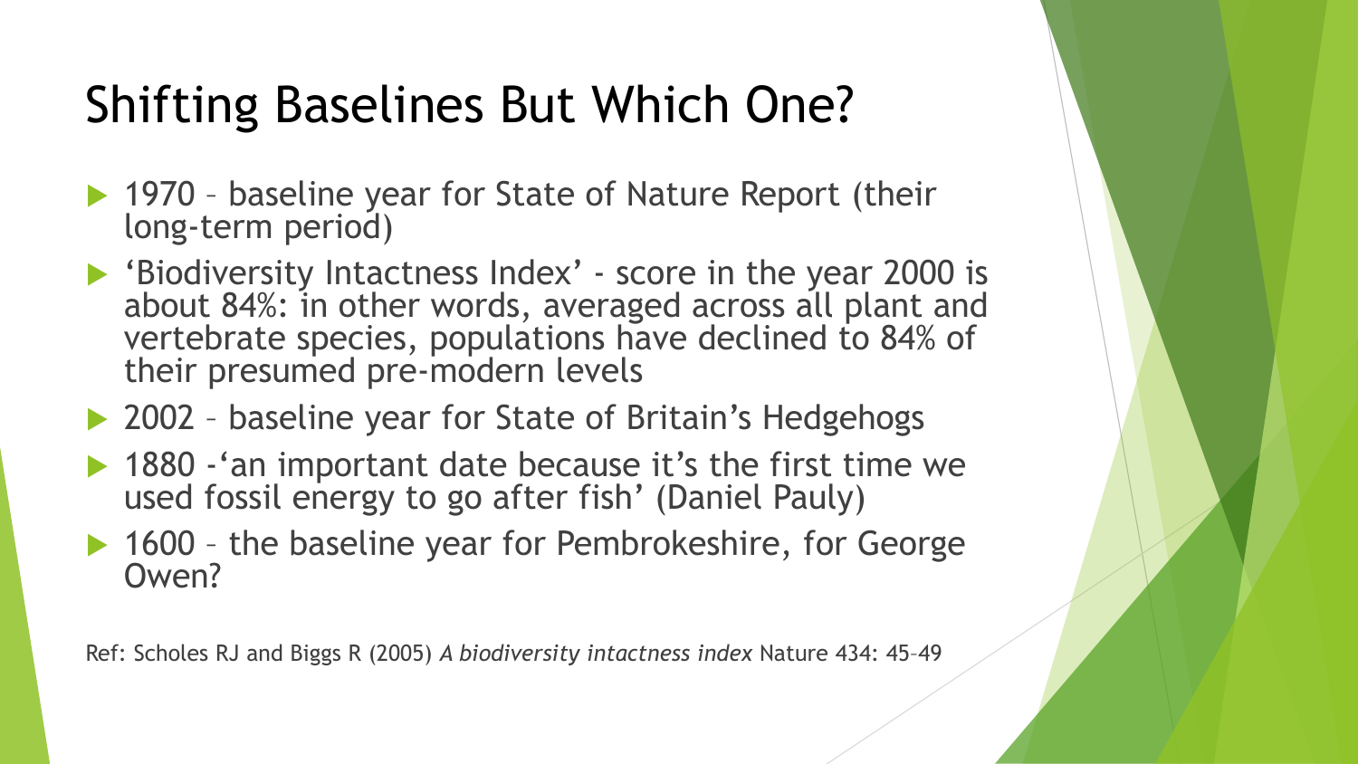# Shifting Baselines But Which One?

- 1970 – baseline year for State of Nature Report (their long-term period)
- 'Biodiversity Intactness Index' - score in the year 2000 is about 84%: in other words, averaged across all plant and vertebrate species, populations have declined to 84% of their presumed pre-modern levels
- 2002 – baseline year for State of Britain's Hedgehogs
- 1880 -'an important date because it's the first time we used fossil energy to go after fish' (Daniel Pauly)
- 1600 – the baseline year for Pembrokeshire, for George Owen?

Ref: Scholes RJ and Biggs R (2005) *A biodiversity intactness index* Nature 434: 45–49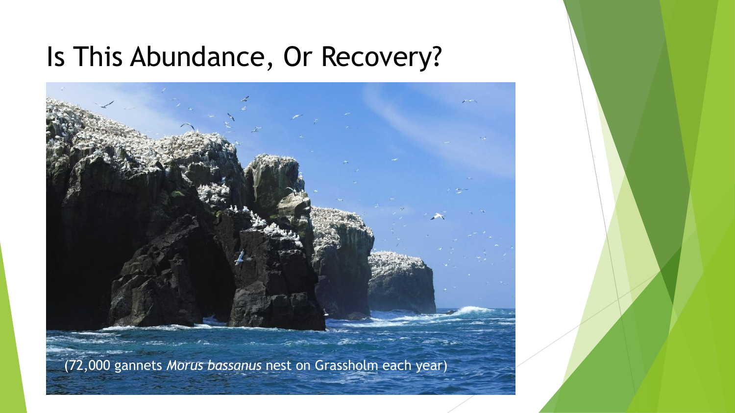# Is This Abundance, Or Recovery?

(72,000 gannets *Morus bassanus* nest on Grassholm each year)